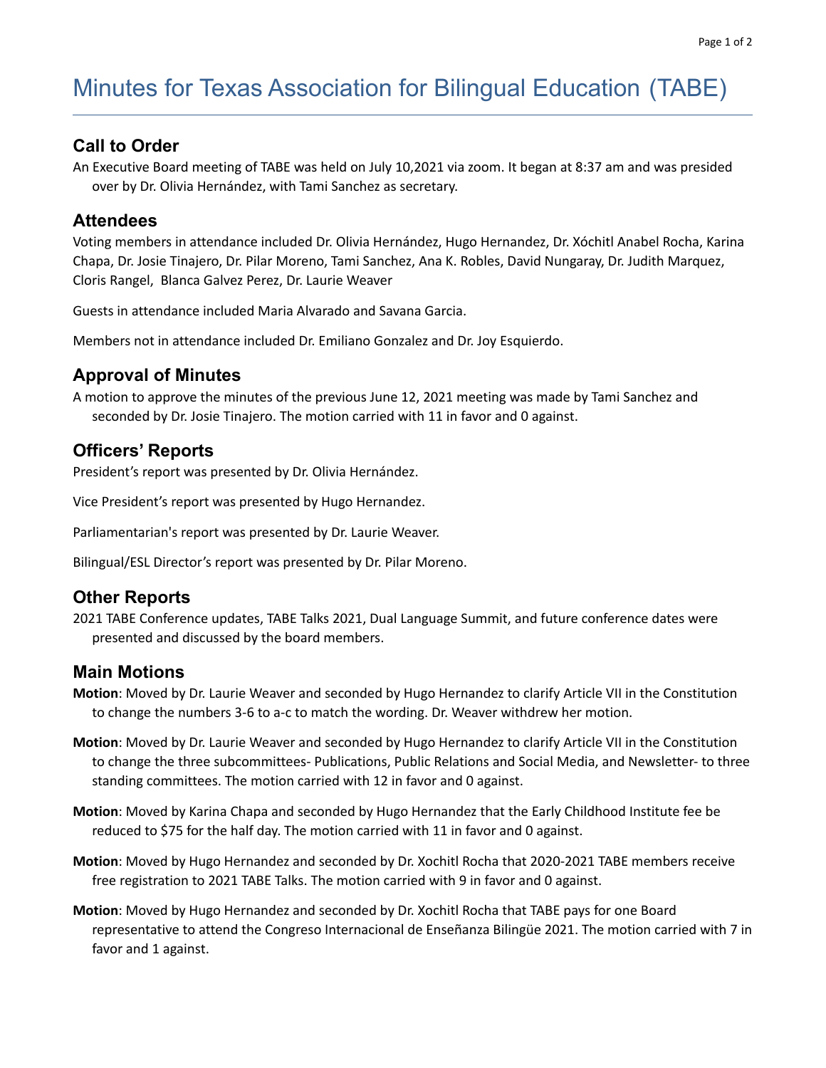# Minutes for Texas Association for Bilingual Education (TABE)

## Call to Order

An Executive Board meeting of TABE was held on July 10,2021 via zoom. It began at 8:37 am and was presided over by Dr. Olivia Hernández, with Tami Sanchez as secretary.

## Attendees

Voting members in attendance included Dr. Olivia Hernández, Hugo Hernandez, Dr. Xóchitl Anabel Rocha, Karina Chapa, Dr. Josie Tinajero, Dr. Pilar Moreno, Tami Sanchez, Ana K. Robles, David Nungaray, Dr. Judith Marquez, Cloris Rangel, Blanca Galvez Perez, Dr. Laurie Weaver

Guests in attendance included Maria Alvarado and Savana Garcia.

Members not in attendance included Dr. Emiliano Gonzalez and Dr. Joy Esquierdo.

## Approval of Minutes

A motion to approve the minutes of the previous June 12, 2021 meeting was made by Tami Sanchez and seconded by Dr. Josie Tinajero. The motion carried with 11 in favor and 0 against.

## Officers' Reports

President's report was presented by Dr. Olivia Hernández.

Vice President's report was presented by Hugo Hernandez.

Parliamentarian's report was presented by Dr. Laurie Weaver.

Bilingual/ESL Director's report was presented by Dr. Pilar Moreno.

## Other Reports

2021 TABE Conference updates, TABE Talks 2021, Dual Language Summit, and future conference dates were presented and discussed by the board members.

## Main Motions

**Motion**: Moved by Dr. Laurie Weaver and seconded by Hugo Hernandez to clarify Article VII in the Constitution to change the numbers 3-6 to a-c to match the wording. Dr. Weaver withdrew her motion.

**Motion**: Moved by Dr. Laurie Weaver and seconded by Hugo Hernandez to clarify Article VII in the Constitution to change the three subcommittees- Publications, Public Relations and Social Media, and Newsletter- to three standing committees. The motion carried with 12 in favor and 0 against.

**Motion**: Moved by Karina Chapa and seconded by Hugo Hernandez that the Early Childhood Institute fee be reduced to $75 for the half day. The motion carried with 11 in favor and 0 against.

**Motion**: Moved by Hugo Hernandez and seconded by Dr. Xochitl Rocha that 2020-2021 TABE members receive free registration to 2021 TABE Talks. The motion carried with 9 in favor and 0 against.

**Motion**: Moved by Hugo Hernandez and seconded by Dr. Xochitl Rocha that TABE pays for one Board representative to attend the Congreso Internacional de Enseñanza Bilingüe 2021. The motion carried with 7 in favor and 1 against.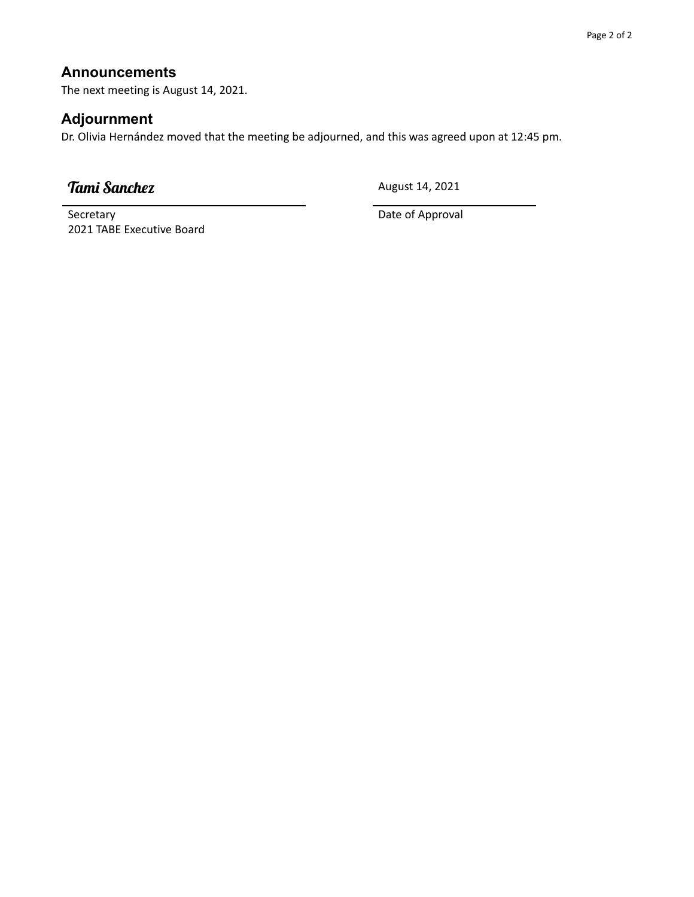## Announcements

The next meeting is August 14, 2021.

## Adjournment

Dr. Olivia Hernández moved that the meeting be adjourned, and this was agreed upon at 12:45 pm.

*Tami Sanchez*

Secretary
2021 TABE Executive Board

August 14, 2021

Date of Approval